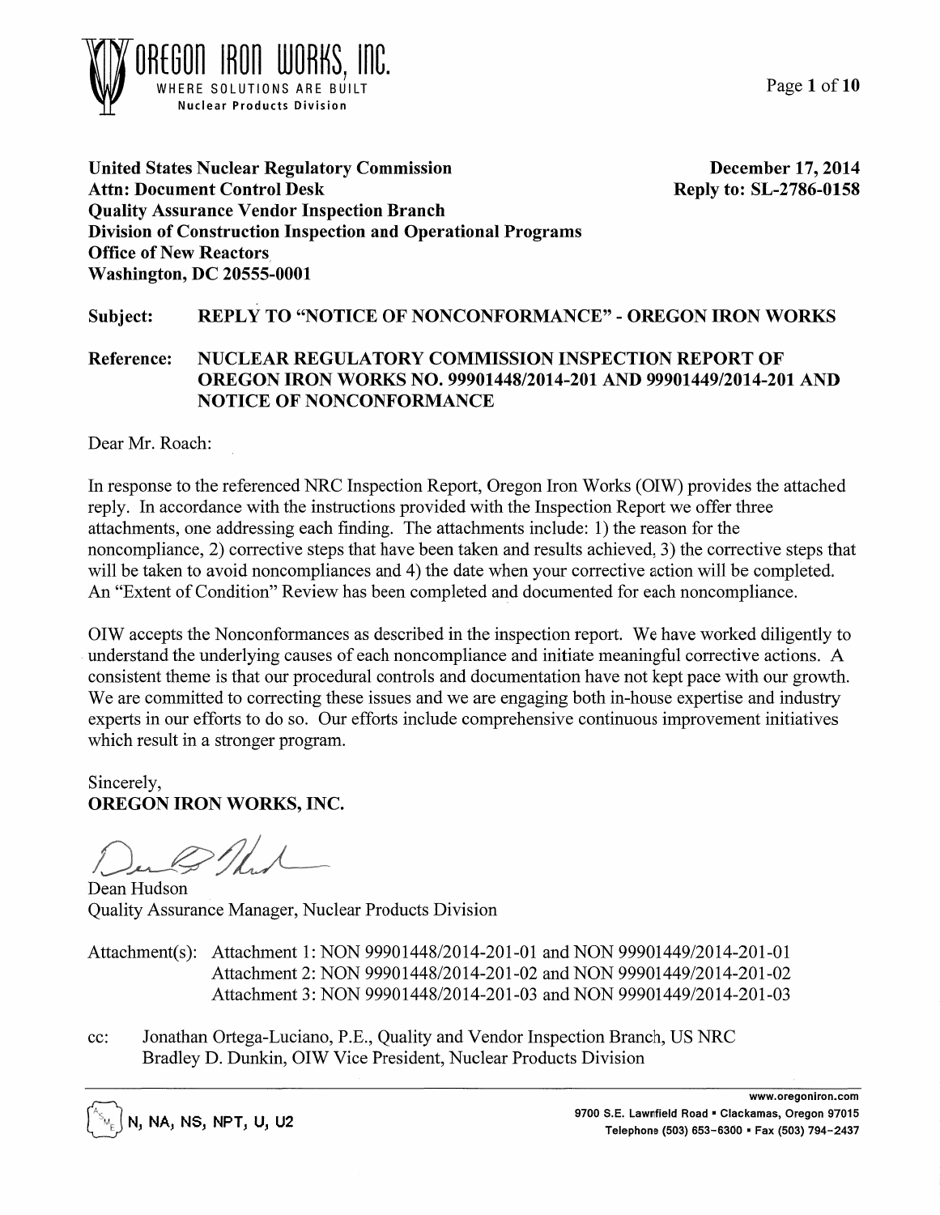**OREGON IRON WORKS, INC.**
WHERE SOLUTIONS ARE BUILT
Nuclear Products Division

**United States Nuclear Regulatory Commission**
**Attn: Document Control Desk**
**Quality Assurance Vendor Inspection Branch**
**Division of Construction Inspection and Operational Programs**
**Office of New Reactors**
**Washington, DC 20555-0001**

**December 17, 2014**
**Reply to: SL-2786-0158**

**Subject: REPLY TO "NOTICE OF NONCONFORMANCE" - OREGON IRON WORKS**

**Reference: NUCLEAR REGULATORY COMMISSION INSPECTION REPORT OF OREGON IRON WORKS NO. 99901448/2014-201 AND 99901449/2014-201 AND NOTICE OF NONCONFORMANCE**

Dear Mr. Roach:

In response to the referenced NRC Inspection Report, Oregon Iron Works (OIW) provides the attached reply. In accordance with the instructions provided with the Inspection Report we offer three attachments, one addressing each finding. The attachments include: 1) the reason for the noncompliance, 2) corrective steps that have been taken and results achieved, 3) the corrective steps that will be taken to avoid noncompliances and 4) the date when your corrective action will be completed. An "Extent of Condition" Review has been completed and documented for each noncompliance.

OIW accepts the Nonconformances as described in the inspection report. We have worked diligently to understand the underlying causes of each noncompliance and initiate meaningful corrective actions. A consistent theme is that our procedural controls and documentation have not kept pace with our growth. We are committed to correcting these issues and we are engaging both in-house expertise and industry experts in our efforts to do so. Our efforts include comprehensive continuous improvement initiatives which result in a stronger program.

Sincerely,
**OREGON IRON WORKS, INC.**

Dean Hudson
Quality Assurance Manager, Nuclear Products Division

Attachment(s): Attachment 1: NON 99901448/2014-201-01 and NON 99901449/2014-201-01
Attachment 2: NON 99901448/2014-201-02 and NON 99901449/2014-201-02
Attachment 3: NON 99901448/2014-201-03 and NON 99901449/2014-201-03

cc: Jonathan Ortega-Luciano, P.E., Quality and Vendor Inspection Branch, US NRC
Bradley D. Dunkin, OIW Vice President, Nuclear Products Division

N, NA, NS, NPT, U, U2

www.oregoniron.com
9700 S.E. Lawnfield Road • Clackamas, Oregon 97015
Telephone (503) 653-6300 • Fax (503) 794-2437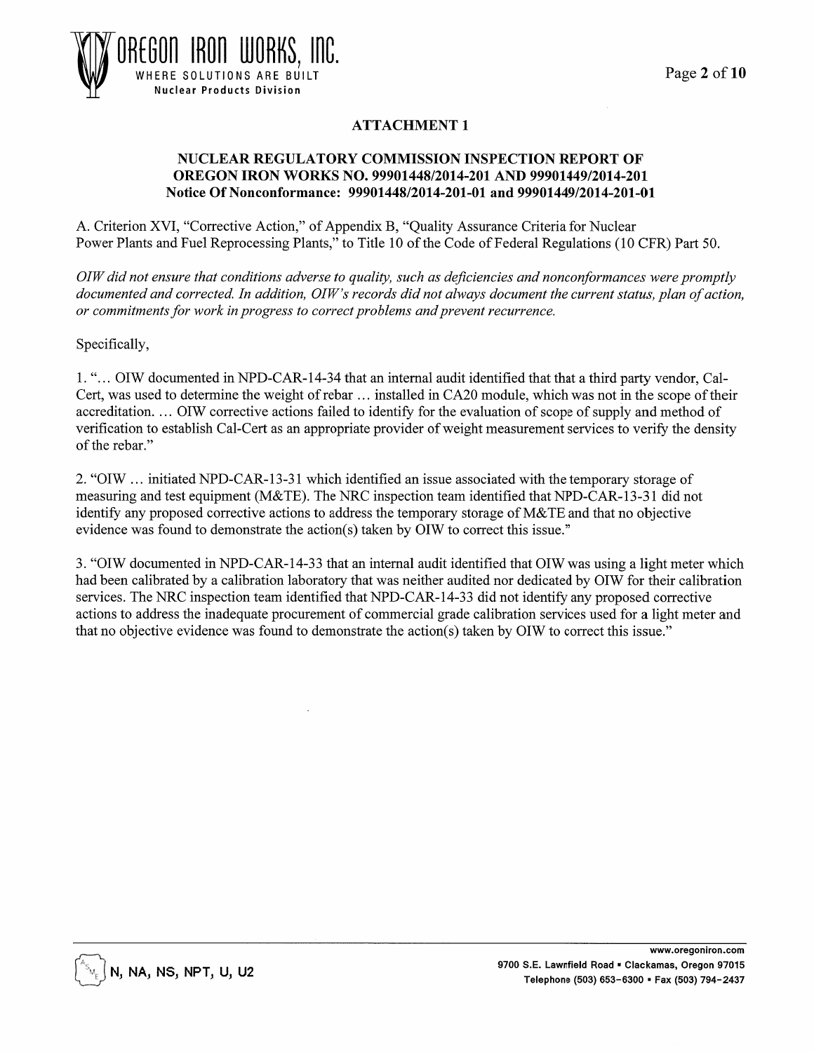## ATTACHMENT 1

### NUCLEAR REGULATORY COMMISSION INSPECTION REPORT OF OREGON IRON WORKS NO. 99901448/2014-201 AND 99901449/2014-201 Notice Of Nonconformance: 99901448/2014-201-01 and 99901449/2014-201-01

A. Criterion XVI, "Corrective Action," of Appendix B, "Quality Assurance Criteria for Nuclear Power Plants and Fuel Reprocessing Plants," to Title 10 of the Code of Federal Regulations (10 CFR) Part 50.

*OIW did not ensure that conditions adverse to quality, such as deficiencies and nonconformances were promptly documented and corrected. In addition, OIW's records did not always document the current status, plan of action, or commitments for work in progress to correct problems and prevent recurrence.*

Specifically,

1. "... OIW documented in NPD-CAR-14-34 that an internal audit identified that that a third party vendor, Cal-Cert, was used to determine the weight of rebar ... installed in CA20 module, which was not in the scope of their accreditation. ... OIW corrective actions failed to identify for the evaluation of scope of supply and method of verification to establish Cal-Cert as an appropriate provider of weight measurement services to verify the density of the rebar."

2. "OIW ... initiated NPD-CAR-13-31 which identified an issue associated with the temporary storage of measuring and test equipment (M&TE). The NRC inspection team identified that NPD-CAR-13-31 did not identify any proposed corrective actions to address the temporary storage of M&TE and that no objective evidence was found to demonstrate the action(s) taken by OIW to correct this issue."

3. "OIW documented in NPD-CAR-14-33 that an internal audit identified that OIW was using a light meter which had been calibrated by a calibration laboratory that was neither audited nor dedicated by OIW for their calibration services. The NRC inspection team identified that NPD-CAR-14-33 did not identify any proposed corrective actions to address the inadequate procurement of commercial grade calibration services used for a light meter and that no objective evidence was found to demonstrate the action(s) taken by OIW to correct this issue."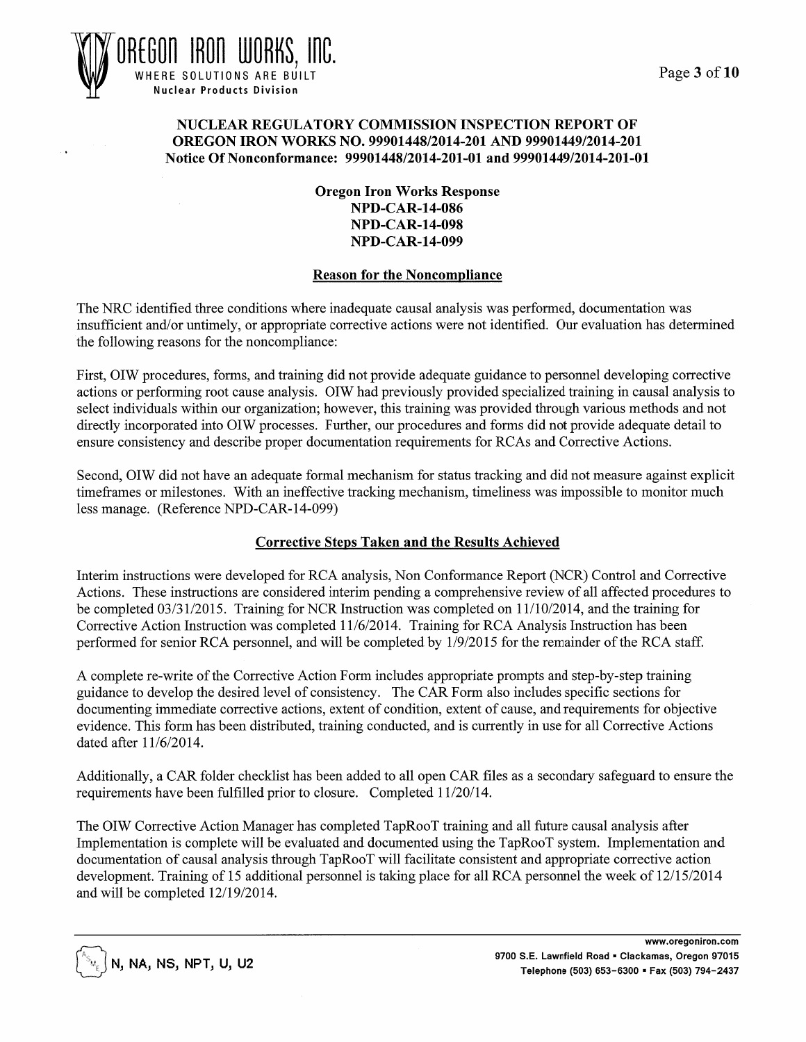## NUCLEAR REGULATORY COMMISSION INSPECTION REPORT OF OREGON IRON WORKS NO. 99901448/2014-201 AND 99901449/2014-201
### Notice Of Nonconformance: 99901448/2014-201-01 and 99901449/2014-201-01

**Oregon Iron Works Response**
**NPD-CAR-14-086**
**NPD-CAR-14-098**
**NPD-CAR-14-099**

### Reason for the Noncompliance

The NRC identified three conditions where inadequate causal analysis was performed, documentation was insufficient and/or untimely, or appropriate corrective actions were not identified. Our evaluation has determined the following reasons for the noncompliance:

First, OIW procedures, forms, and training did not provide adequate guidance to personnel developing corrective actions or performing root cause analysis. OIW had previously provided specialized training in causal analysis to select individuals within our organization; however, this training was provided through various methods and not directly incorporated into OIW processes. Further, our procedures and forms did not provide adequate detail to ensure consistency and describe proper documentation requirements for RCAs and Corrective Actions.

Second, OIW did not have an adequate formal mechanism for status tracking and did not measure against explicit timeframes or milestones. With an ineffective tracking mechanism, timeliness was impossible to monitor much less manage. (Reference NPD-CAR-14-099)

### Corrective Steps Taken and the Results Achieved

Interim instructions were developed for RCA analysis, Non Conformance Report (NCR) Control and Corrective Actions. These instructions are considered interim pending a comprehensive review of all affected procedures to be completed 03/31/2015. Training for NCR Instruction was completed on 11/10/2014, and the training for Corrective Action Instruction was completed 11/6/2014. Training for RCA Analysis Instruction has been performed for senior RCA personnel, and will be completed by 1/9/2015 for the remainder of the RCA staff.

A complete re-write of the Corrective Action Form includes appropriate prompts and step-by-step training guidance to develop the desired level of consistency. The CAR Form also includes specific sections for documenting immediate corrective actions, extent of condition, extent of cause, and requirements for objective evidence. This form has been distributed, training conducted, and is currently in use for all Corrective Actions dated after 11/6/2014.

Additionally, a CAR folder checklist has been added to all open CAR files as a secondary safeguard to ensure the requirements have been fulfilled prior to closure. Completed 11/20/14.

The OIW Corrective Action Manager has completed TapRooT training and all future causal analysis after Implementation is complete will be evaluated and documented using the TapRooT system. Implementation and documentation of causal analysis through TapRooT will facilitate consistent and appropriate corrective action development. Training of 15 additional personnel is taking place for all RCA personnel the week of 12/15/2014 and will be completed 12/19/2014.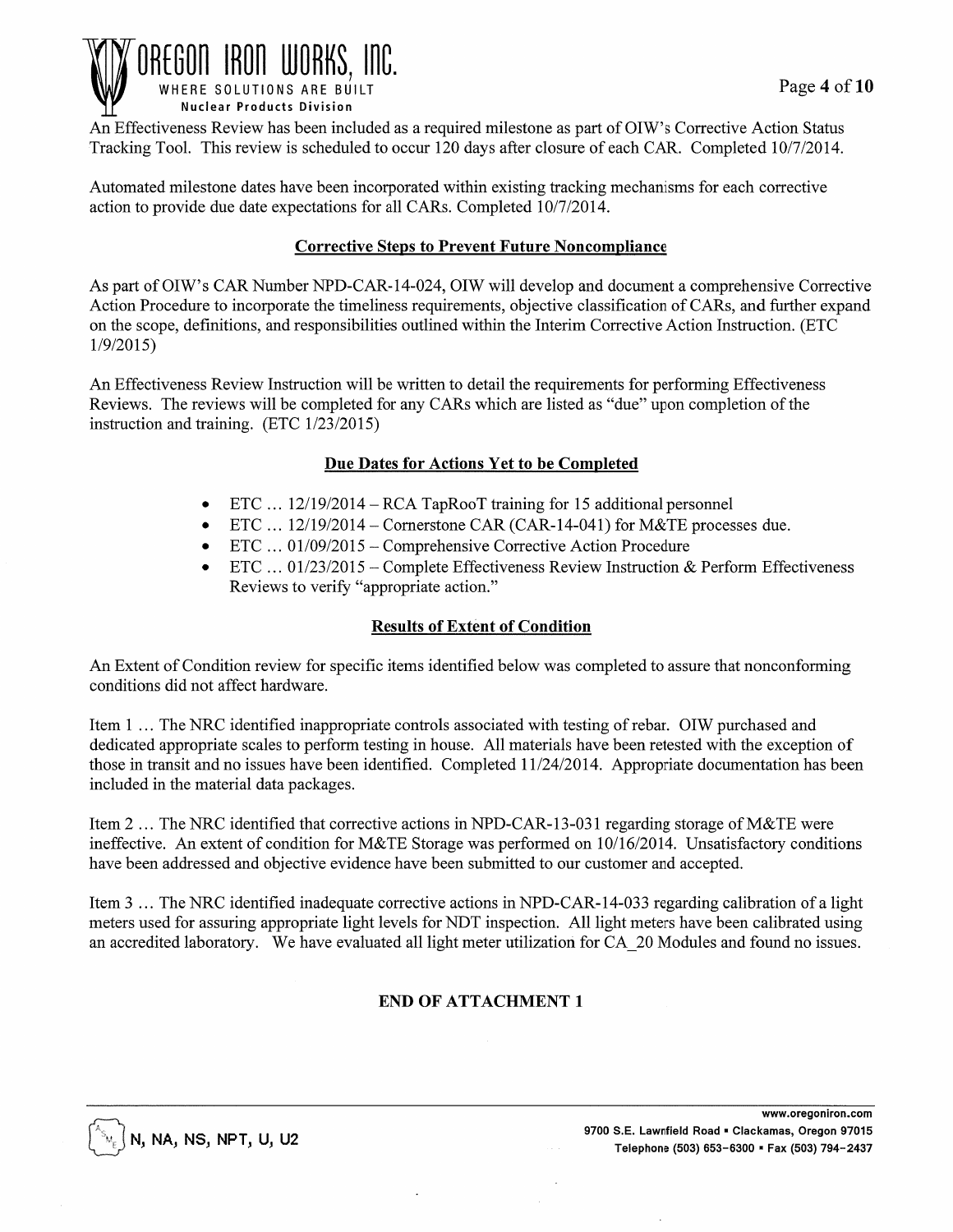An Effectiveness Review has been included as a required milestone as part of OIW's Corrective Action Status Tracking Tool. This review is scheduled to occur 120 days after closure of each CAR. Completed 10/7/2014.

Automated milestone dates have been incorporated within existing tracking mechanisms for each corrective action to provide due date expectations for all CARs. Completed 10/7/2014.

## Corrective Steps to Prevent Future Noncompliance

As part of OIW's CAR Number NPD-CAR-14-024, OIW will develop and document a comprehensive Corrective Action Procedure to incorporate the timeliness requirements, objective classification of CARs, and further expand on the scope, definitions, and responsibilities outlined within the Interim Corrective Action Instruction. (ETC 1/9/2015)

An Effectiveness Review Instruction will be written to detail the requirements for performing Effectiveness Reviews. The reviews will be completed for any CARs which are listed as "due" upon completion of the instruction and training. (ETC 1/23/2015)

## Due Dates for Actions Yet to be Completed

- ETC … 12/19/2014 – RCA TapRooT training for 15 additional personnel
- ETC … 12/19/2014 – Cornerstone CAR (CAR-14-041) for M&TE processes due.
- ETC … 01/09/2015 – Comprehensive Corrective Action Procedure
- ETC … 01/23/2015 – Complete Effectiveness Review Instruction & Perform Effectiveness Reviews to verify "appropriate action."

## Results of Extent of Condition

An Extent of Condition review for specific items identified below was completed to assure that nonconforming conditions did not affect hardware.

Item 1 … The NRC identified inappropriate controls associated with testing of rebar. OIW purchased and dedicated appropriate scales to perform testing in house. All materials have been retested with the exception of those in transit and no issues have been identified. Completed 11/24/2014. Appropriate documentation has been included in the material data packages.

Item 2 … The NRC identified that corrective actions in NPD-CAR-13-031 regarding storage of M&TE were ineffective. An extent of condition for M&TE Storage was performed on 10/16/2014. Unsatisfactory conditions have been addressed and objective evidence have been submitted to our customer and accepted.

Item 3 … The NRC identified inadequate corrective actions in NPD-CAR-14-033 regarding calibration of a light meters used for assuring appropriate light levels for NDT inspection. All light meters have been calibrated using an accredited laboratory. We have evaluated all light meter utilization for CA_20 Modules and found no issues.

**END OF ATTACHMENT 1**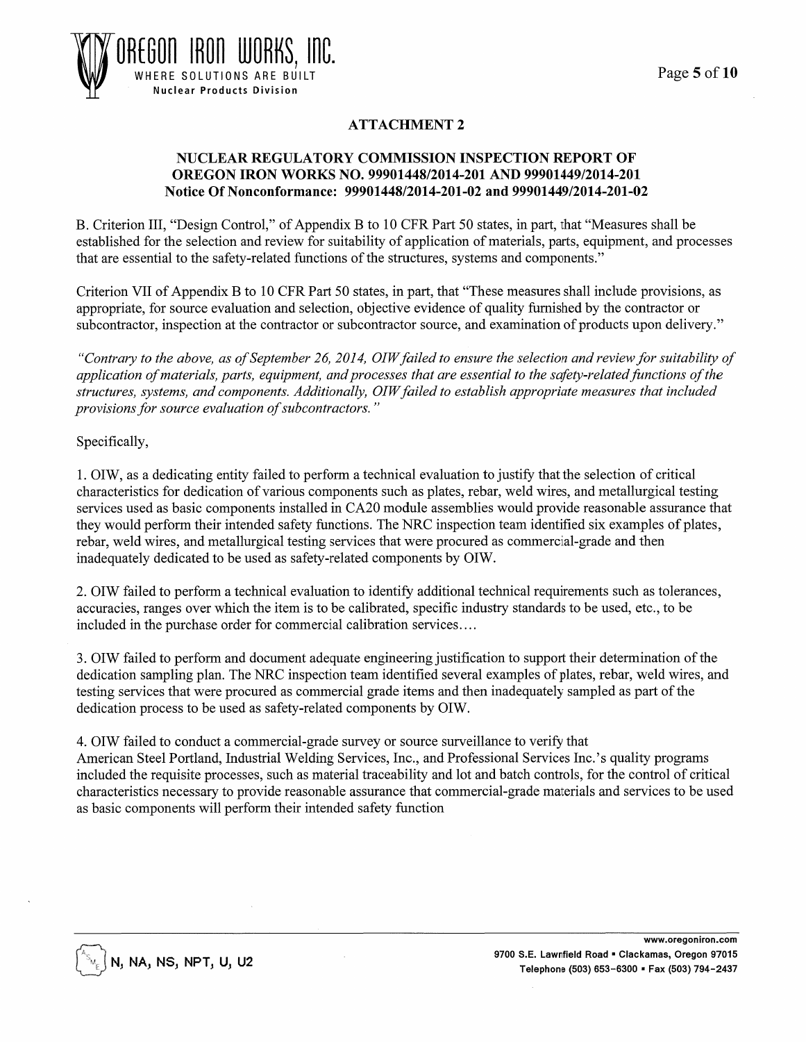## ATTACHMENT 2

### NUCLEAR REGULATORY COMMISSION INSPECTION REPORT OF OREGON IRON WORKS NO. 99901448/2014-201 AND 99901449/2014-201 Notice Of Nonconformance: 99901448/2014-201-02 and 99901449/2014-201-02

B. Criterion III, "Design Control," of Appendix B to 10 CFR Part 50 states, in part, that "Measures shall be established for the selection and review for suitability of application of materials, parts, equipment, and processes that are essential to the safety-related functions of the structures, systems and components."

Criterion VII of Appendix B to 10 CFR Part 50 states, in part, that "These measures shall include provisions, as appropriate, for source evaluation and selection, objective evidence of quality furnished by the contractor or subcontractor, inspection at the contractor or subcontractor source, and examination of products upon delivery."

*"Contrary to the above, as of September 26, 2014, OIW failed to ensure the selection and review for suitability of application of materials, parts, equipment, and processes that are essential to the safety-related functions of the structures, systems, and components. Additionally, OIW failed to establish appropriate measures that included provisions for source evaluation of subcontractors."*

Specifically,

1. OIW, as a dedicating entity failed to perform a technical evaluation to justify that the selection of critical characteristics for dedication of various components such as plates, rebar, weld wires, and metallurgical testing services used as basic components installed in CA20 module assemblies would provide reasonable assurance that they would perform their intended safety functions. The NRC inspection team identified six examples of plates, rebar, weld wires, and metallurgical testing services that were procured as commercial-grade and then inadequately dedicated to be used as safety-related components by OIW.

2. OIW failed to perform a technical evaluation to identify additional technical requirements such as tolerances, accuracies, ranges over which the item is to be calibrated, specific industry standards to be used, etc., to be included in the purchase order for commercial calibration services....

3. OIW failed to perform and document adequate engineering justification to support their determination of the dedication sampling plan. The NRC inspection team identified several examples of plates, rebar, weld wires, and testing services that were procured as commercial grade items and then inadequately sampled as part of the dedication process to be used as safety-related components by OIW.

4. OIW failed to conduct a commercial-grade survey or source surveillance to verify that American Steel Portland, Industrial Welding Services, Inc., and Professional Services Inc.'s quality programs included the requisite processes, such as material traceability and lot and batch controls, for the control of critical characteristics necessary to provide reasonable assurance that commercial-grade materials and services to be used as basic components will perform their intended safety function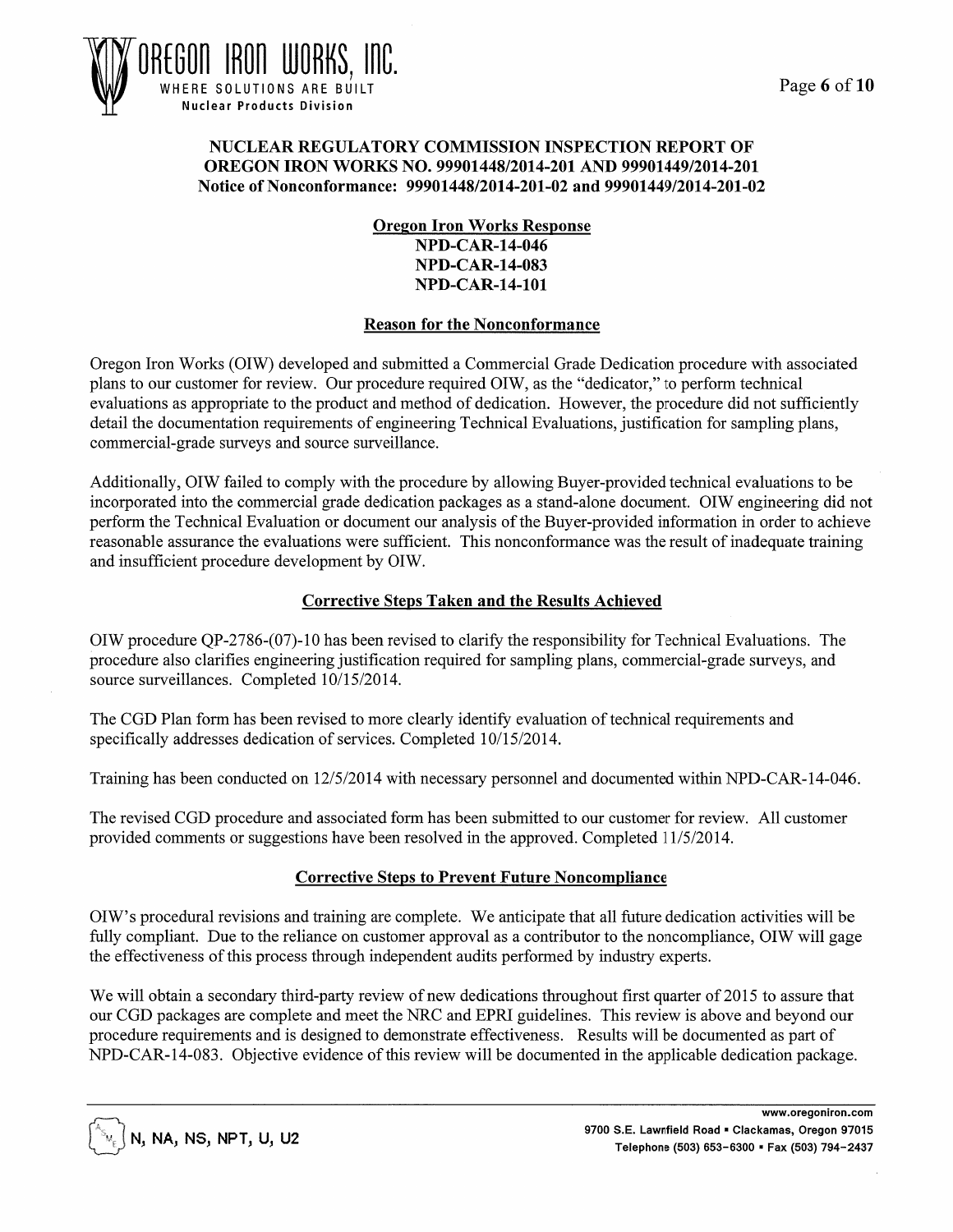## NUCLEAR REGULATORY COMMISSION INSPECTION REPORT OF OREGON IRON WORKS NO. 99901448/2014-201 AND 99901449/2014-201
**Notice of Nonconformance: 99901448/2014-201-02 and 99901449/2014-201-02**

### Oregon Iron Works Response
**NPD-CAR-14-046**
**NPD-CAR-14-083**
**NPD-CAR-14-101**

### Reason for the Nonconformance

Oregon Iron Works (OIW) developed and submitted a Commercial Grade Dedication procedure with associated plans to our customer for review. Our procedure required OIW, as the "dedicator," to perform technical evaluations as appropriate to the product and method of dedication. However, the procedure did not sufficiently detail the documentation requirements of engineering Technical Evaluations, justification for sampling plans, commercial-grade surveys and source surveillance.

Additionally, OIW failed to comply with the procedure by allowing Buyer-provided technical evaluations to be incorporated into the commercial grade dedication packages as a stand-alone document. OIW engineering did not perform the Technical Evaluation or document our analysis of the Buyer-provided information in order to achieve reasonable assurance the evaluations were sufficient. This nonconformance was the result of inadequate training and insufficient procedure development by OIW.

### Corrective Steps Taken and the Results Achieved

OIW procedure QP-2786-(07)-10 has been revised to clarify the responsibility for Technical Evaluations. The procedure also clarifies engineering justification required for sampling plans, commercial-grade surveys, and source surveillances. Completed 10/15/2014.

The CGD Plan form has been revised to more clearly identify evaluation of technical requirements and specifically addresses dedication of services. Completed 10/15/2014.

Training has been conducted on 12/5/2014 with necessary personnel and documented within NPD-CAR-14-046.

The revised CGD procedure and associated form has been submitted to our customer for review. All customer provided comments or suggestions have been resolved in the approved. Completed 11/5/2014.

### Corrective Steps to Prevent Future Noncompliance

OIW's procedural revisions and training are complete. We anticipate that all future dedication activities will be fully compliant. Due to the reliance on customer approval as a contributor to the noncompliance, OIW will gage the effectiveness of this process through independent audits performed by industry experts.

We will obtain a secondary third-party review of new dedications throughout first quarter of 2015 to assure that our CGD packages are complete and meet the NRC and EPRI guidelines. This review is above and beyond our procedure requirements and is designed to demonstrate effectiveness. Results will be documented as part of NPD-CAR-14-083. Objective evidence of this review will be documented in the applicable dedication package.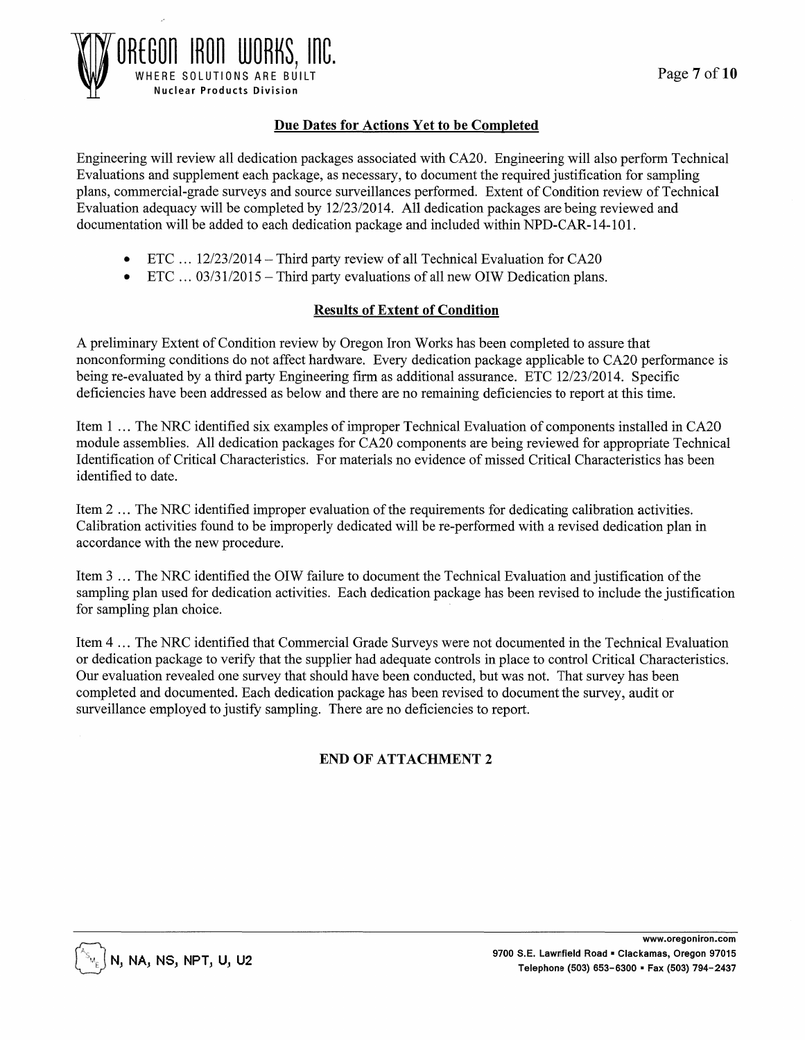## Due Dates for Actions Yet to be Completed

Engineering will review all dedication packages associated with CA20. Engineering will also perform Technical Evaluations and supplement each package, as necessary, to document the required justification for sampling plans, commercial-grade surveys and source surveillances performed. Extent of Condition review of Technical Evaluation adequacy will be completed by 12/23/2014. All dedication packages are being reviewed and documentation will be added to each dedication package and included within NPD-CAR-14-101.

- ETC … 12/23/2014 – Third party review of all Technical Evaluation for CA20
- ETC … 03/31/2015 – Third party evaluations of all new OIW Dedication plans.

## Results of Extent of Condition

A preliminary Extent of Condition review by Oregon Iron Works has been completed to assure that nonconforming conditions do not affect hardware. Every dedication package applicable to CA20 performance is being re-evaluated by a third party Engineering firm as additional assurance. ETC 12/23/2014. Specific deficiencies have been addressed as below and there are no remaining deficiencies to report at this time.

Item 1 … The NRC identified six examples of improper Technical Evaluation of components installed in CA20 module assemblies. All dedication packages for CA20 components are being reviewed for appropriate Technical Identification of Critical Characteristics. For materials no evidence of missed Critical Characteristics has been identified to date.

Item 2 … The NRC identified improper evaluation of the requirements for dedicating calibration activities. Calibration activities found to be improperly dedicated will be re-performed with a revised dedication plan in accordance with the new procedure.

Item 3 … The NRC identified the OIW failure to document the Technical Evaluation and justification of the sampling plan used for dedication activities. Each dedication package has been revised to include the justification for sampling plan choice.

Item 4 … The NRC identified that Commercial Grade Surveys were not documented in the Technical Evaluation or dedication package to verify that the supplier had adequate controls in place to control Critical Characteristics. Our evaluation revealed one survey that should have been conducted, but was not. That survey has been completed and documented. Each dedication package has been revised to document the survey, audit or surveillance employed to justify sampling. There are no deficiencies to report.

**END OF ATTACHMENT 2**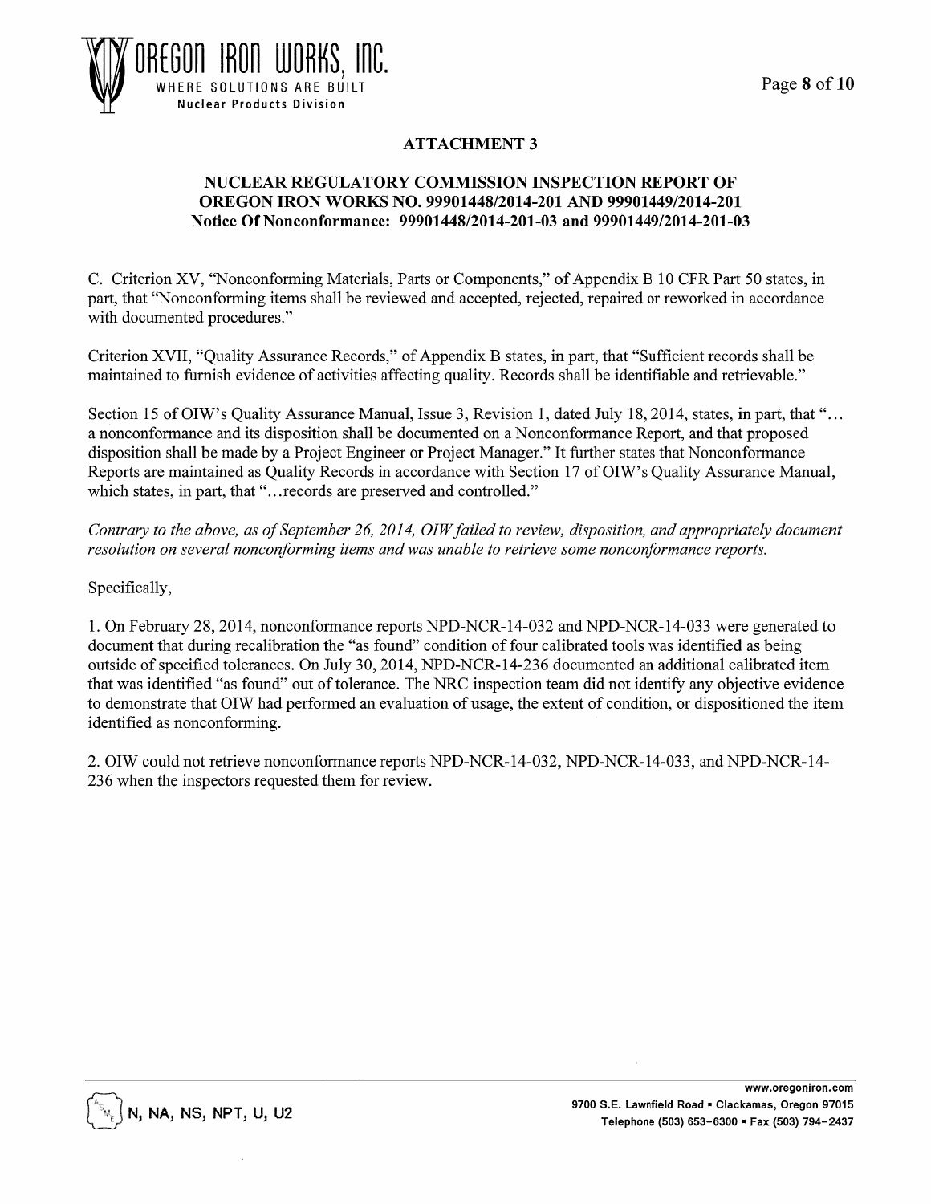## ATTACHMENT 3

### NUCLEAR REGULATORY COMMISSION INSPECTION REPORT OF OREGON IRON WORKS NO. 99901448/2014-201 AND 99901449/2014-201
### Notice Of Nonconformance: 99901448/2014-201-03 and 99901449/2014-201-03

C. Criterion XV, "Nonconforming Materials, Parts or Components," of Appendix B 10 CFR Part 50 states, in part, that "Nonconforming items shall be reviewed and accepted, rejected, repaired or reworked in accordance with documented procedures."

Criterion XVII, "Quality Assurance Records," of Appendix B states, in part, that "Sufficient records shall be maintained to furnish evidence of activities affecting quality. Records shall be identifiable and retrievable."

Section 15 of OIW's Quality Assurance Manual, Issue 3, Revision 1, dated July 18, 2014, states, in part, that "... a nonconformance and its disposition shall be documented on a Nonconformance Report, and that proposed disposition shall be made by a Project Engineer or Project Manager." It further states that Nonconformance Reports are maintained as Quality Records in accordance with Section 17 of OIW's Quality Assurance Manual, which states, in part, that "...records are preserved and controlled."

*Contrary to the above, as of September 26, 2014, OIW failed to review, disposition, and appropriately document resolution on several nonconforming items and was unable to retrieve some nonconformance reports.*

Specifically,

1. On February 28, 2014, nonconformance reports NPD-NCR-14-032 and NPD-NCR-14-033 were generated to document that during recalibration the "as found" condition of four calibrated tools was identified as being outside of specified tolerances. On July 30, 2014, NPD-NCR-14-236 documented an additional calibrated item that was identified "as found" out of tolerance. The NRC inspection team did not identify any objective evidence to demonstrate that OIW had performed an evaluation of usage, the extent of condition, or dispositioned the item identified as nonconforming.

2. OIW could not retrieve nonconformance reports NPD-NCR-14-032, NPD-NCR-14-033, and NPD-NCR-14-236 when the inspectors requested them for review.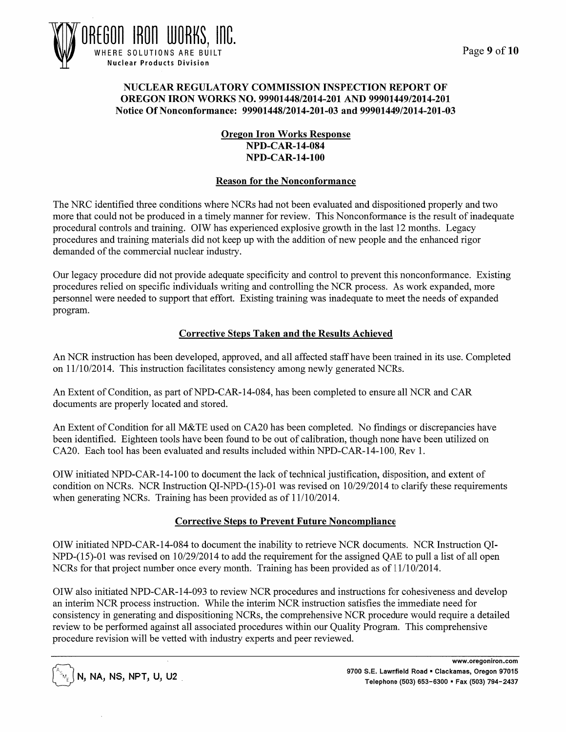## NUCLEAR REGULATORY COMMISSION INSPECTION REPORT OF OREGON IRON WORKS NO. 99901448/2014-201 AND 99901449/2014-201
## Notice Of Nonconformance: 99901448/2014-201-03 and 99901449/2014-201-03

### Oregon Iron Works Response
### NPD-CAR-14-084
### NPD-CAR-14-100

### Reason for the Nonconformance

The NRC identified three conditions where NCRs had not been evaluated and dispositioned properly and two more that could not be produced in a timely manner for review. This Nonconformance is the result of inadequate procedural controls and training. OIW has experienced explosive growth in the last 12 months. Legacy procedures and training materials did not keep up with the addition of new people and the enhanced rigor demanded of the commercial nuclear industry.

Our legacy procedure did not provide adequate specificity and control to prevent this nonconformance. Existing procedures relied on specific individuals writing and controlling the NCR process. As work expanded, more personnel were needed to support that effort. Existing training was inadequate to meet the needs of expanded program.

### Corrective Steps Taken and the Results Achieved

An NCR instruction has been developed, approved, and all affected staff have been trained in its use. Completed on 11/10/2014. This instruction facilitates consistency among newly generated NCRs.

An Extent of Condition, as part of NPD-CAR-14-084, has been completed to ensure all NCR and CAR documents are properly located and stored.

An Extent of Condition for all M&TE used on CA20 has been completed. No findings or discrepancies have been identified. Eighteen tools have been found to be out of calibration, though none have been utilized on CA20. Each tool has been evaluated and results included within NPD-CAR-14-100, Rev 1.

OIW initiated NPD-CAR-14-100 to document the lack of technical justification, disposition, and extent of condition on NCRs. NCR Instruction QI-NPD-(15)-01 was revised on 10/29/2014 to clarify these requirements when generating NCRs. Training has been provided as of 11/10/2014.

### Corrective Steps to Prevent Future Noncompliance

OIW initiated NPD-CAR-14-084 to document the inability to retrieve NCR documents. NCR Instruction QI-NPD-(15)-01 was revised on 10/29/2014 to add the requirement for the assigned QAE to pull a list of all open NCRs for that project number once every month. Training has been provided as of 11/10/2014.

OIW also initiated NPD-CAR-14-093 to review NCR procedures and instructions for cohesiveness and develop an interim NCR process instruction. While the interim NCR instruction satisfies the immediate need for consistency in generating and dispositioning NCRs, the comprehensive NCR procedure would require a detailed review to be performed against all associated procedures within our Quality Program. This comprehensive procedure revision will be vetted with industry experts and peer reviewed.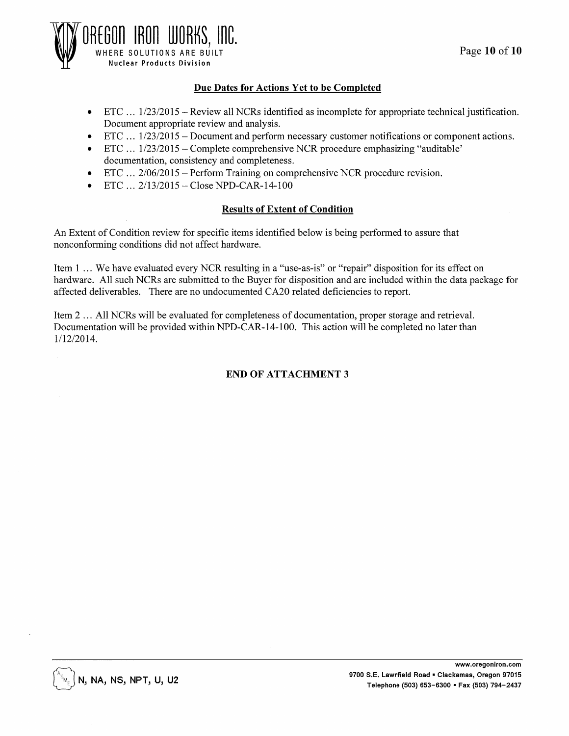## Due Dates for Actions Yet to be Completed

- ETC … 1/23/2015 – Review all NCRs identified as incomplete for appropriate technical justification. Document appropriate review and analysis.
- ETC … 1/23/2015 – Document and perform necessary customer notifications or component actions.
- ETC … 1/23/2015 – Complete comprehensive NCR procedure emphasizing "auditable' documentation, consistency and completeness.
- ETC … 2/06/2015 – Perform Training on comprehensive NCR procedure revision.
- ETC … 2/13/2015 – Close NPD-CAR-14-100

## Results of Extent of Condition

An Extent of Condition review for specific items identified below is being performed to assure that nonconforming conditions did not affect hardware.

Item 1 … We have evaluated every NCR resulting in a "use-as-is" or "repair" disposition for its effect on hardware. All such NCRs are submitted to the Buyer for disposition and are included within the data package for affected deliverables. There are no undocumented CA20 related deficiencies to report.

Item 2 … All NCRs will be evaluated for completeness of documentation, proper storage and retrieval. Documentation will be provided within NPD-CAR-14-100. This action will be completed no later than 1/12/2014.

**END OF ATTACHMENT 3**